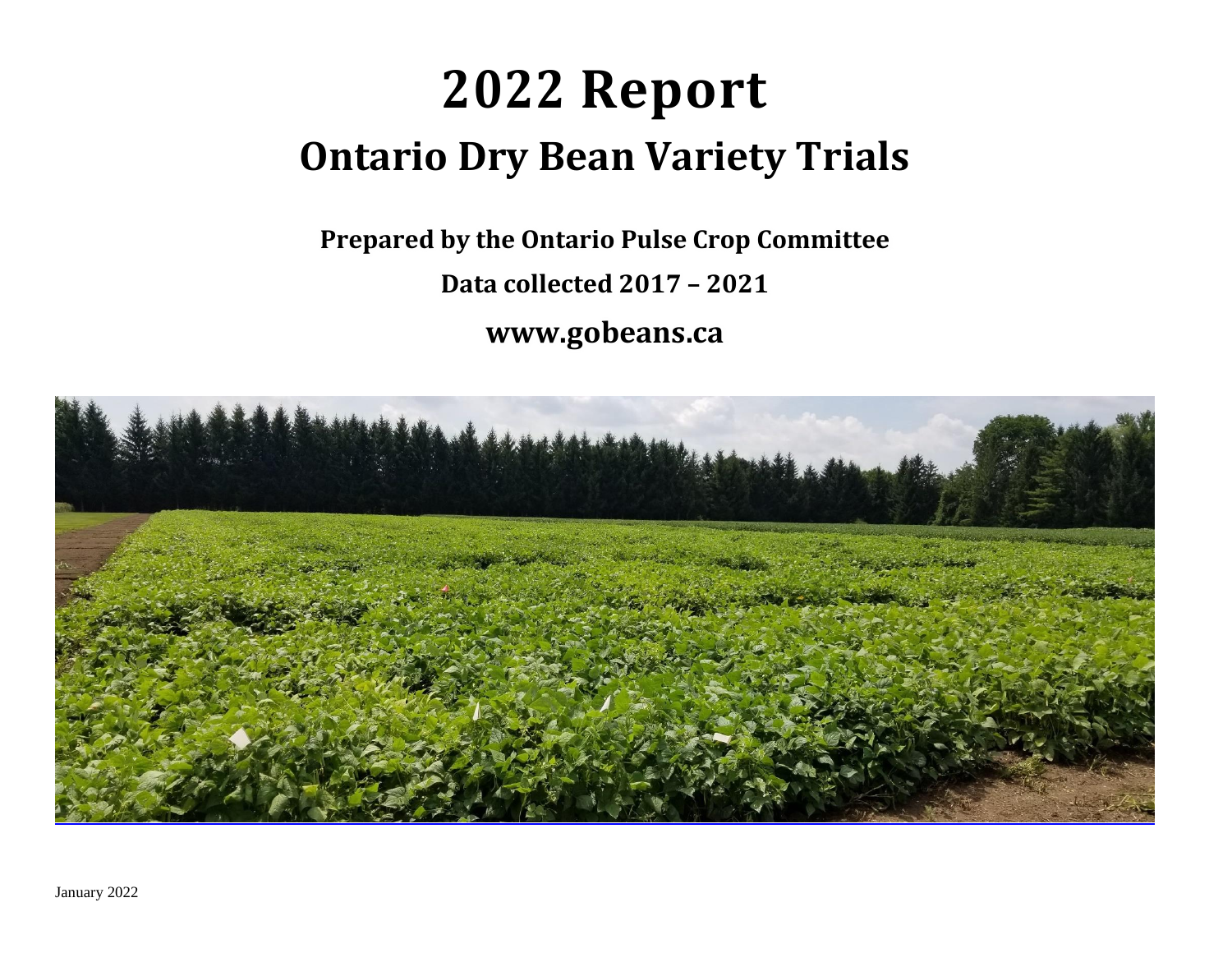# 2022 Report

## Ontario Dry Bean Variety Trials

**Prepared by the Ontario Pulse Crop Committee**

**Data collected 2017 – 2021**

**www.gobeans.ca**

January 2022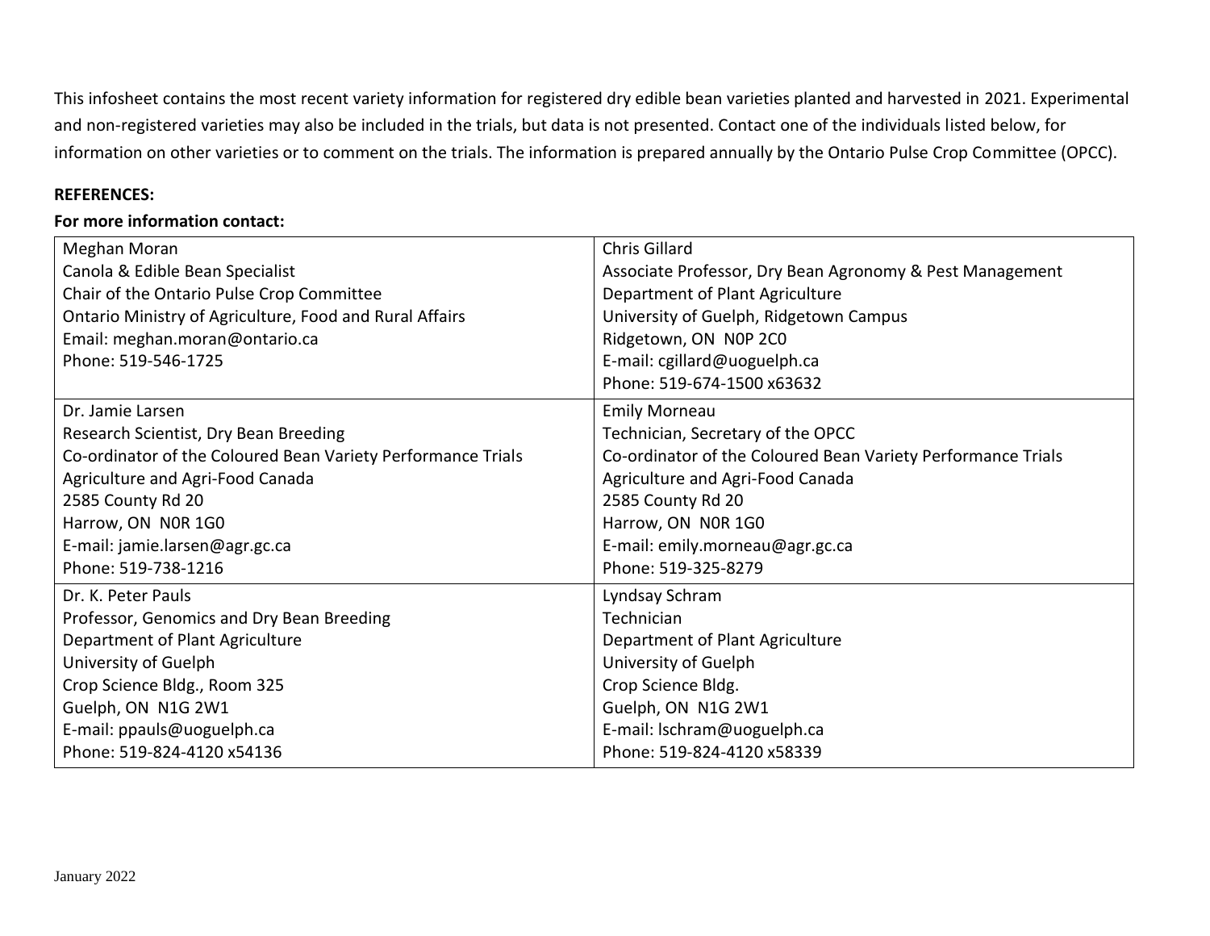This infosheet contains the most recent variety information for registered dry edible bean varieties planted and harvested in 2021. Experimental and non-registered varieties may also be included in the trials, but data is not presented. Contact one of the individuals listed below, for information on other varieties or to comment on the trials. The information is prepared annually by the Ontario Pulse Crop Committee (OPCC).

**REFERENCES:**

**For more information contact:**

| | |
|---|---|
| Meghan Moran<br>Canola & Edible Bean Specialist<br>Chair of the Ontario Pulse Crop Committee<br>Ontario Ministry of Agriculture, Food and Rural Affairs<br>Email: meghan.moran@ontario.ca<br>Phone: 519-546-1725 | Chris Gillard<br>Associate Professor, Dry Bean Agronomy & Pest Management<br>Department of Plant Agriculture<br>University of Guelph, Ridgetown Campus<br>Ridgetown, ON N0P 2C0<br>E-mail: cgillard@uoguelph.ca<br>Phone: 519-674-1500 x63632 |
| Dr. Jamie Larsen<br>Research Scientist, Dry Bean Breeding<br>Co-ordinator of the Coloured Bean Variety Performance Trials<br>Agriculture and Agri-Food Canada<br>2585 County Rd 20<br>Harrow, ON N0R 1G0<br>E-mail: jamie.larsen@agr.gc.ca<br>Phone: 519-738-1216 | Emily Morneau<br>Technician, Secretary of the OPCC<br>Co-ordinator of the Coloured Bean Variety Performance Trials<br>Agriculture and Agri-Food Canada<br>2585 County Rd 20<br>Harrow, ON N0R 1G0<br>E-mail: emily.morneau@agr.gc.ca<br>Phone: 519-325-8279 |
| Dr. K. Peter Pauls<br>Professor, Genomics and Dry Bean Breeding<br>Department of Plant Agriculture<br>University of Guelph<br>Crop Science Bldg., Room 325<br>Guelph, ON N1G 2W1<br>E-mail: ppauls@uoguelph.ca<br>Phone: 519-824-4120 x54136 | Lyndsay Schram<br>Technician<br>Department of Plant Agriculture<br>University of Guelph<br>Crop Science Bldg.<br>Guelph, ON N1G 2W1<br>E-mail: lschram@uoguelph.ca<br>Phone: 519-824-4120 x58339 |

January 2022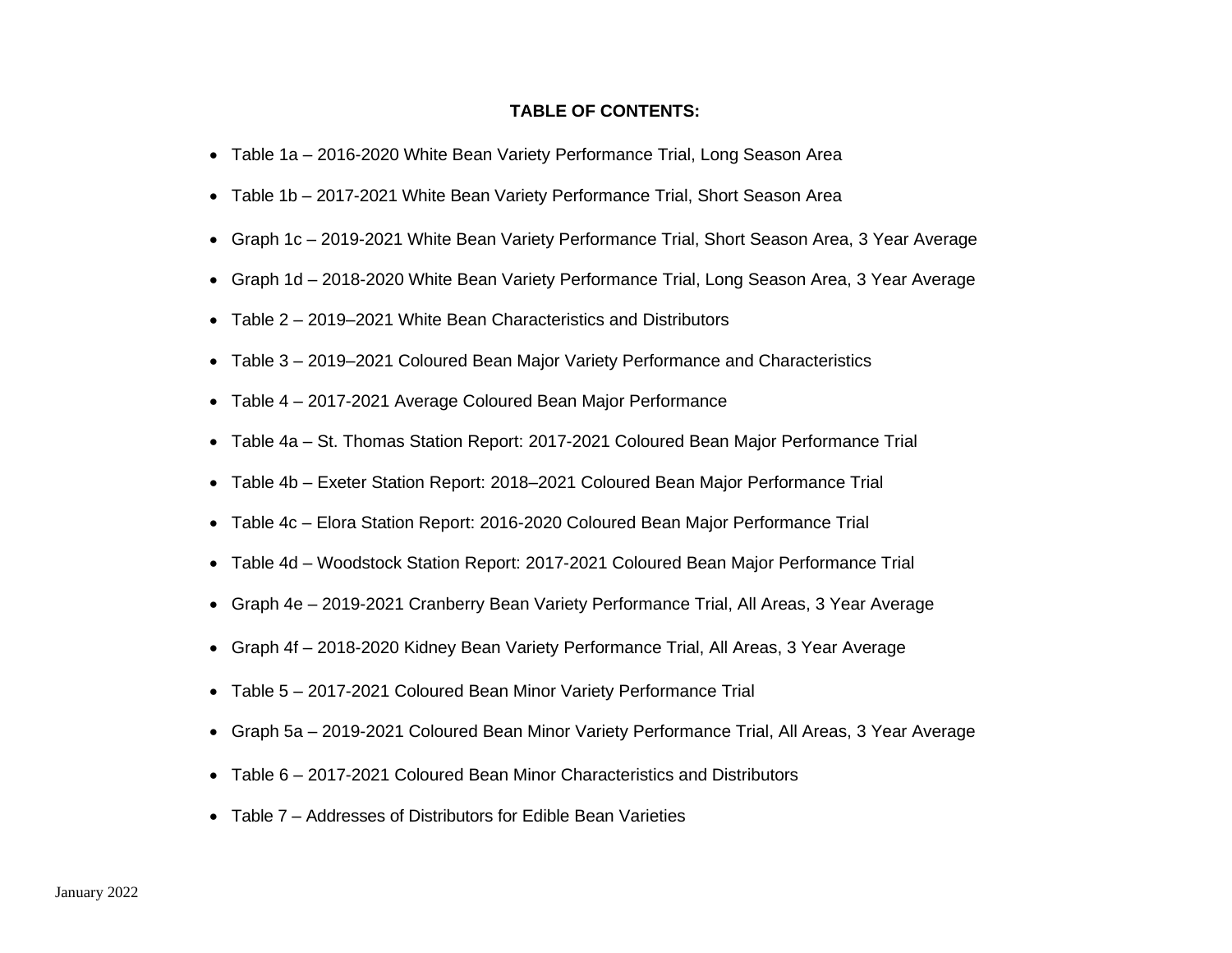**TABLE OF CONTENTS:**

- Table 1a – 2016-2020 White Bean Variety Performance Trial, Long Season Area
- Table 1b – 2017-2021 White Bean Variety Performance Trial, Short Season Area
- Graph 1c – 2019-2021 White Bean Variety Performance Trial, Short Season Area, 3 Year Average
- Graph 1d – 2018-2020 White Bean Variety Performance Trial, Long Season Area, 3 Year Average
- Table 2 – 2019–2021 White Bean Characteristics and Distributors
- Table 3 – 2019–2021 Coloured Bean Major Variety Performance and Characteristics
- Table 4 – 2017-2021 Average Coloured Bean Major Performance
- Table 4a – St. Thomas Station Report: 2017-2021 Coloured Bean Major Performance Trial
- Table 4b – Exeter Station Report: 2018–2021 Coloured Bean Major Performance Trial
- Table 4c – Elora Station Report: 2016-2020 Coloured Bean Major Performance Trial
- Table 4d – Woodstock Station Report: 2017-2021 Coloured Bean Major Performance Trial
- Graph 4e – 2019-2021 Cranberry Bean Variety Performance Trial, All Areas, 3 Year Average
- Graph 4f – 2018-2020 Kidney Bean Variety Performance Trial, All Areas, 3 Year Average
- Table 5 – 2017-2021 Coloured Bean Minor Variety Performance Trial
- Graph 5a – 2019-2021 Coloured Bean Minor Variety Performance Trial, All Areas, 3 Year Average
- Table 6 – 2017-2021 Coloured Bean Minor Characteristics and Distributors
- Table 7 – Addresses of Distributors for Edible Bean Varieties

January 2022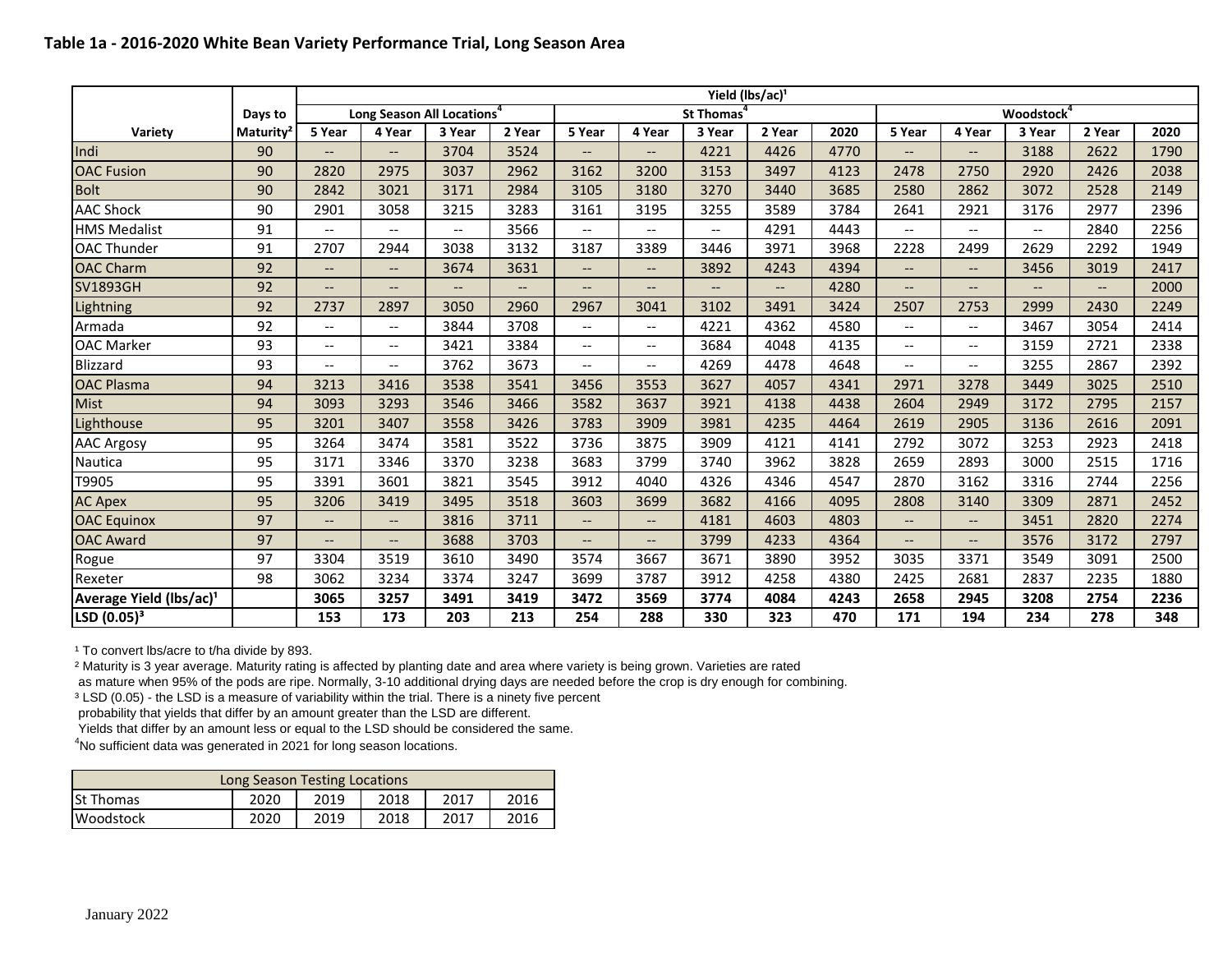**Table 1a - 2016-2020 White Bean Variety Performance Trial, Long Season Area**

| | | Yield (lbs/ac)[1] | | | | | | | | | | | | | | |
|---|---|---|---|---|---|---|---|---|---|---|---|---|---|---|---|---|
| | Days to | Long Season All Locations[4] | | | | St Thomas[4] | | | | | Woodstock[4] | | | | | |
| Variety | Maturity[2] | 5 Year | 4 Year | 3 Year | 2 Year | 5 Year | 4 Year | 3 Year | 2 Year | 2020 | 5 Year | 4 Year | 3 Year | 2 Year | 2020 |
| Indi | 90 | -- | -- | 3704 | 3524 | -- | -- | 4221 | 4426 | 4770 | -- | -- | 3188 | 2622 | 1790 |
| OAC Fusion | 90 | 2820 | 2975 | 3037 | 2962 | 3162 | 3200 | 3153 | 3497 | 4123 | 2478 | 2750 | 2920 | 2426 | 2038 |
| Bolt | 90 | 2842 | 3021 | 3171 | 2984 | 3105 | 3180 | 3270 | 3440 | 3685 | 2580 | 2862 | 3072 | 2528 | 2149 |
| AAC Shock | 90 | 2901 | 3058 | 3215 | 3283 | 3161 | 3195 | 3255 | 3589 | 3784 | 2641 | 2921 | 3176 | 2977 | 2396 |
| HMS Medalist | 91 | -- | -- | -- | 3566 | -- | -- | -- | 4291 | 4443 | -- | -- | -- | 2840 | 2256 |
| OAC Thunder | 91 | 2707 | 2944 | 3038 | 3132 | 3187 | 3389 | 3446 | 3971 | 3968 | 2228 | 2499 | 2629 | 2292 | 1949 |
| OAC Charm | 92 | -- | -- | 3674 | 3631 | -- | -- | 3892 | 4243 | 4394 | -- | -- | 3456 | 3019 | 2417 |
| SV1893GH | 92 | -- | -- | -- | -- | -- | -- | -- | -- | 4280 | -- | -- | -- | -- | 2000 |
| Lightning | 92 | 2737 | 2897 | 3050 | 2960 | 2967 | 3041 | 3102 | 3491 | 3424 | 2507 | 2753 | 2999 | 2430 | 2249 |
| Armada | 92 | -- | -- | 3844 | 3708 | -- | -- | 4221 | 4362 | 4580 | -- | -- | 3467 | 3054 | 2414 |
| OAC Marker | 93 | -- | -- | 3421 | 3384 | -- | -- | 3684 | 4048 | 4135 | -- | -- | 3159 | 2721 | 2338 |
| Blizzard | 93 | -- | -- | 3762 | 3673 | -- | -- | 4269 | 4478 | 4648 | -- | -- | 3255 | 2867 | 2392 |
| OAC Plasma | 94 | 3213 | 3416 | 3538 | 3541 | 3456 | 3553 | 3627 | 4057 | 4341 | 2971 | 3278 | 3449 | 3025 | 2510 |
| Mist | 94 | 3093 | 3293 | 3546 | 3466 | 3582 | 3637 | 3921 | 4138 | 4438 | 2604 | 2949 | 3172 | 2795 | 2157 |
| Lighthouse | 95 | 3201 | 3407 | 3558 | 3426 | 3783 | 3909 | 3981 | 4235 | 4464 | 2619 | 2905 | 3136 | 2616 | 2091 |
| AAC Argosy | 95 | 3264 | 3474 | 3581 | 3522 | 3736 | 3875 | 3909 | 4121 | 4141 | 2792 | 3072 | 3253 | 2923 | 2418 |
| Nautica | 95 | 3171 | 3346 | 3370 | 3238 | 3683 | 3799 | 3740 | 3962 | 3828 | 2659 | 2893 | 3000 | 2515 | 1716 |
| T9905 | 95 | 3391 | 3601 | 3821 | 3545 | 3912 | 4040 | 4326 | 4346 | 4547 | 2870 | 3162 | 3316 | 2744 | 2256 |
| AC Apex | 95 | 3206 | 3419 | 3495 | 3518 | 3603 | 3699 | 3682 | 4166 | 4095 | 2808 | 3140 | 3309 | 2871 | 2452 |
| OAC Equinox | 97 | -- | -- | 3816 | 3711 | -- | -- | 4181 | 4603 | 4803 | -- | -- | 3451 | 2820 | 2274 |
| OAC Award | 97 | -- | -- | 3688 | 3703 | -- | -- | 3799 | 4233 | 4364 | -- | -- | 3576 | 3172 | 2797 |
| Rogue | 97 | 3304 | 3519 | 3610 | 3490 | 3574 | 3667 | 3671 | 3890 | 3952 | 3035 | 3371 | 3549 | 3091 | 2500 |
| Rexeter | 98 | 3062 | 3234 | 3374 | 3247 | 3699 | 3787 | 3912 | 4258 | 4380 | 2425 | 2681 | 2837 | 2235 | 1880 |
| **Average Yield (lbs/ac)[1]** | | **3065** | **3257** | **3491** | **3419** | **3472** | **3569** | **3774** | **4084** | **4243** | **2658** | **2945** | **3208** | **2754** | **2236** |
| **LSD (0.05)[3]** | | **153** | **173** | **203** | **213** | **254** | **288** | **330** | **323** | **470** | **171** | **194** | **234** | **278** | **348** |

[1] To convert lbs/acre to t/ha divide by 893.

[2] Maturity is 3 year average. Maturity rating is affected by planting date and area where variety is being grown. Varieties are rated as mature when 95% of the pods are ripe. Normally, 3-10 additional drying days are needed before the crop is dry enough for combining.

[3] LSD (0.05) - the LSD is a measure of variability within the trial. There is a ninety five percent probability that yields that differ by an amount greater than the LSD are different. Yields that differ by an amount less or equal to the LSD should be considered the same.

[4] No sufficient data was generated in 2021 for long season locations.

| Long Season Testing Locations | | | | | |
|---|---|---|---|---|---|
| St Thomas | 2020 | 2019 | 2018 | 2017 | 2016 |
| Woodstock | 2020 | 2019 | 2018 | 2017 | 2016 |

January 2022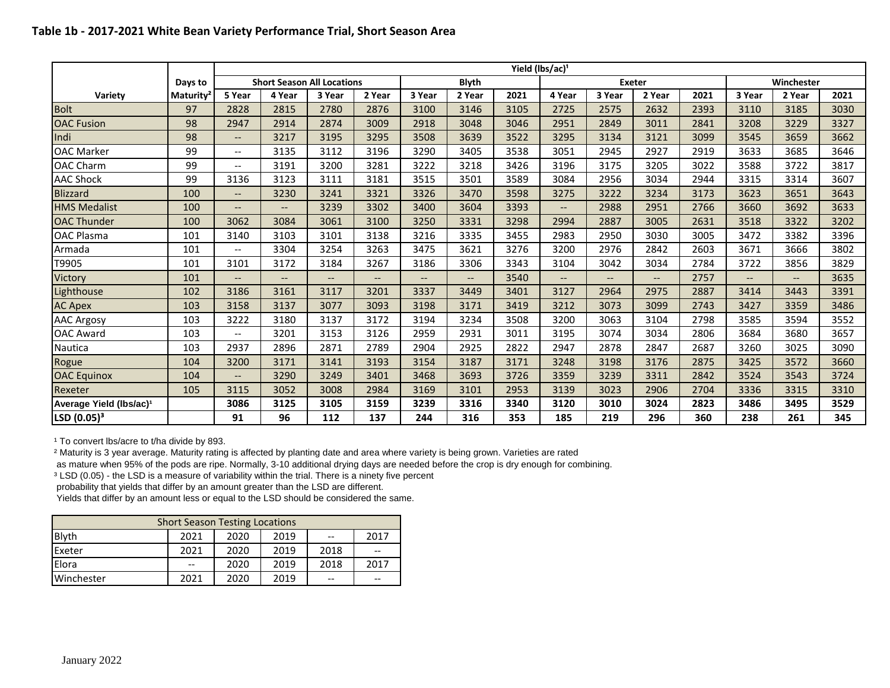**Table 1b - 2017-2021 White Bean Variety Performance Trial, Short Season Area**

| Variety | Days to Maturity[2] | Yield (lbs/ac)[1] | | | | | | | | | | | | | |
|---|---|---|---|---|---|---|---|---|---|---|---|---|---|---|---|
| | | Short Season All Locations | | | | Blyth | | | Exeter | | | | Winchester | | |
| | | 5 Year | 4 Year | 3 Year | 2 Year | 3 Year | 2 Year | 2021 | 4 Year | 3 Year | 2 Year | 2021 | 3 Year | 2 Year | 2021 |
| Bolt | 97 | 2828 | 2815 | 2780 | 2876 | 3100 | 3146 | 3105 | 2725 | 2575 | 2632 | 2393 | 3110 | 3185 | 3030 |
| OAC Fusion | 98 | 2947 | 2914 | 2874 | 3009 | 2918 | 3048 | 3046 | 2951 | 2849 | 3011 | 2841 | 3208 | 3229 | 3327 |
| Indi | 98 | -- | 3217 | 3195 | 3295 | 3508 | 3639 | 3522 | 3295 | 3134 | 3121 | 3099 | 3545 | 3659 | 3662 |
| OAC Marker | 99 | -- | 3135 | 3112 | 3196 | 3290 | 3405 | 3538 | 3051 | 2945 | 2927 | 2919 | 3633 | 3685 | 3646 |
| OAC Charm | 99 | -- | 3191 | 3200 | 3281 | 3222 | 3218 | 3426 | 3196 | 3175 | 3205 | 3022 | 3588 | 3722 | 3817 |
| AAC Shock | 99 | 3136 | 3123 | 3111 | 3181 | 3515 | 3501 | 3589 | 3084 | 2956 | 3034 | 2944 | 3315 | 3314 | 3607 |
| Blizzard | 100 | -- | 3230 | 3241 | 3321 | 3326 | 3470 | 3598 | 3275 | 3222 | 3234 | 3173 | 3623 | 3651 | 3643 |
| HMS Medalist | 100 | -- | -- | 3239 | 3302 | 3400 | 3604 | 3393 | -- | 2988 | 2951 | 2766 | 3660 | 3692 | 3633 |
| OAC Thunder | 100 | 3062 | 3084 | 3061 | 3100 | 3250 | 3331 | 3298 | 2994 | 2887 | 3005 | 2631 | 3518 | 3322 | 3202 |
| OAC Plasma | 101 | 3140 | 3103 | 3101 | 3138 | 3216 | 3335 | 3455 | 2983 | 2950 | 3030 | 3005 | 3472 | 3382 | 3396 |
| Armada | 101 | -- | 3304 | 3254 | 3263 | 3475 | 3621 | 3276 | 3200 | 2976 | 2842 | 2603 | 3671 | 3666 | 3802 |
| T9905 | 101 | 3101 | 3172 | 3184 | 3267 | 3186 | 3306 | 3343 | 3104 | 3042 | 3034 | 2784 | 3722 | 3856 | 3829 |
| Victory | 101 | -- | -- | -- | -- | -- | -- | 3540 | -- | -- | -- | 2757 | -- | -- | 3635 |
| Lighthouse | 102 | 3186 | 3161 | 3117 | 3201 | 3337 | 3449 | 3401 | 3127 | 2964 | 2975 | 2887 | 3414 | 3443 | 3391 |
| AC Apex | 103 | 3158 | 3137 | 3077 | 3093 | 3198 | 3171 | 3419 | 3212 | 3073 | 3099 | 2743 | 3427 | 3359 | 3486 |
| AAC Argosy | 103 | 3222 | 3180 | 3137 | 3172 | 3194 | 3234 | 3508 | 3200 | 3063 | 3104 | 2798 | 3585 | 3594 | 3552 |
| OAC Award | 103 | -- | 3201 | 3153 | 3126 | 2959 | 2931 | 3011 | 3195 | 3074 | 3034 | 2806 | 3684 | 3680 | 3657 |
| Nautica | 103 | 2937 | 2896 | 2871 | 2789 | 2904 | 2925 | 2822 | 2947 | 2878 | 2847 | 2687 | 3260 | 3025 | 3090 |
| Rogue | 104 | 3200 | 3171 | 3141 | 3193 | 3154 | 3187 | 3171 | 3248 | 3198 | 3176 | 2875 | 3425 | 3572 | 3660 |
| OAC Equinox | 104 | -- | 3290 | 3249 | 3401 | 3468 | 3693 | 3726 | 3359 | 3239 | 3311 | 2842 | 3524 | 3543 | 3724 |
| Rexeter | 105 | 3115 | 3052 | 3008 | 2984 | 3169 | 3101 | 2953 | 3139 | 3023 | 2906 | 2704 | 3336 | 3315 | 3310 |
| **Average Yield (lbs/ac)[1]** | | **3086** | **3125** | **3105** | **3159** | **3239** | **3316** | **3340** | **3120** | **3010** | **3024** | **2823** | **3486** | **3495** | **3529** |
| **LSD (0.05)[3]** | | **91** | **96** | **112** | **137** | **244** | **316** | **353** | **185** | **219** | **296** | **360** | **238** | **261** | **345** |

[1] To convert lbs/acre to t/ha divide by 893.

[2] Maturity is 3 year average. Maturity rating is affected by planting date and area where variety is being grown. Varieties are rated as mature when 95% of the pods are ripe. Normally, 3-10 additional drying days are needed before the crop is dry enough for combining.

[3] LSD (0.05) - the LSD is a measure of variability within the trial. There is a ninety five percent probability that yields that differ by an amount greater than the LSD are different. Yields that differ by an amount less or equal to the LSD should be considered the same.

| Short Season Testing Locations | | | | | |
|---|---|---|---|---|---|
| Blyth | 2021 | 2020 | 2019 | -- | 2017 |
| Exeter | 2021 | 2020 | 2019 | 2018 | -- |
| Elora | -- | 2020 | 2019 | 2018 | 2017 |
| Winchester | 2021 | 2020 | 2019 | -- | -- |

January 2022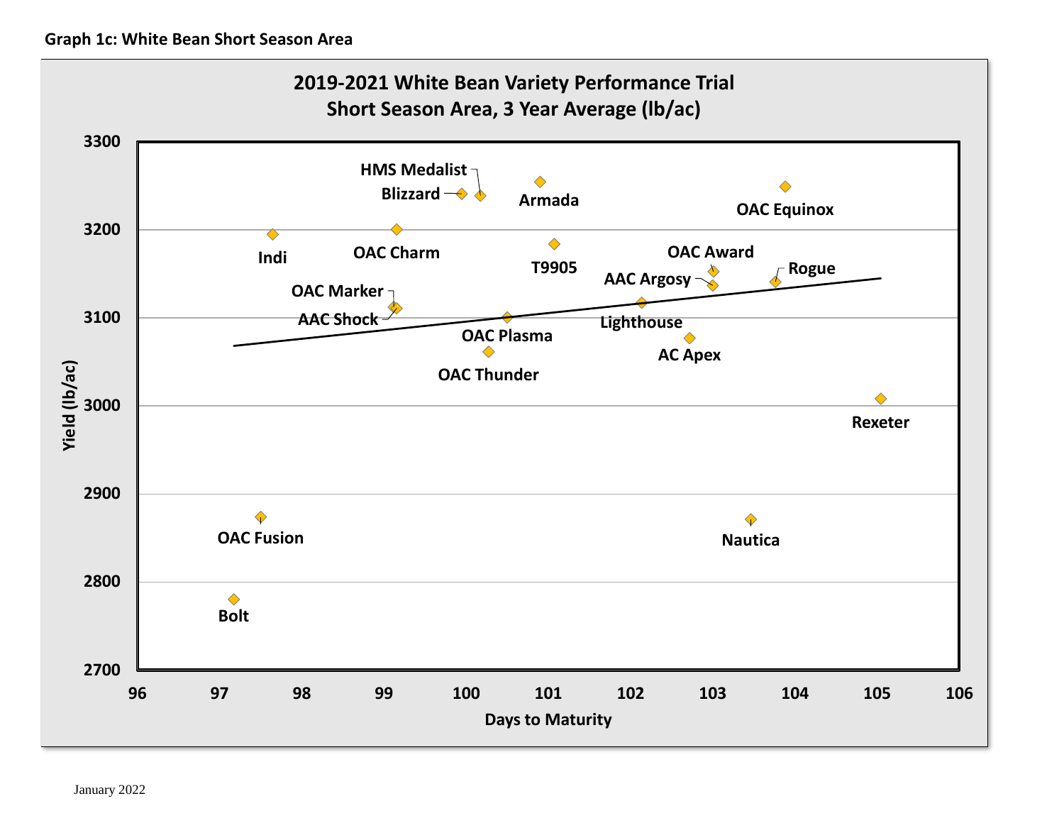**Graph 1c: White Bean Short Season Area**

**2019-2021 White Bean Variety Performance Trial**
**Short Season Area, 3 Year Average (lb/ac)**

Yield (lb/ac): 2700, 2800, 2900, 3000, 3100, 3200, 3300

Days to Maturity: 96, 97, 98, 99, 100, 101, 102, 103, 104, 105, 106

Data point labels: HMS Medalist, Blizzard, Armada, OAC Equinox, Indi, OAC Charm, T9905, OAC Award, Rogue, AAC Argosy, OAC Marker, AAC Shock, Lighthouse, OAC Plasma, AC Apex, OAC Thunder, Rexeter, OAC Fusion, Nautica, Bolt

January 2022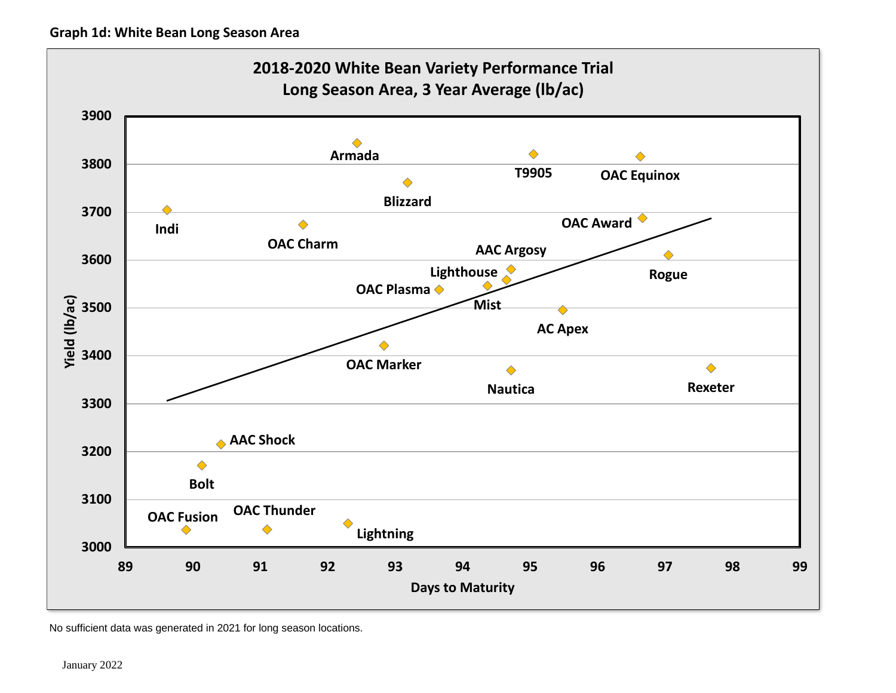**Graph 1d: White Bean Long Season Area**

2018-2020 White Bean Variety Performance Trial
Long Season Area, 3 Year Average (lb/ac)

No sufficient data was generated in 2021 for long season locations.

January 2022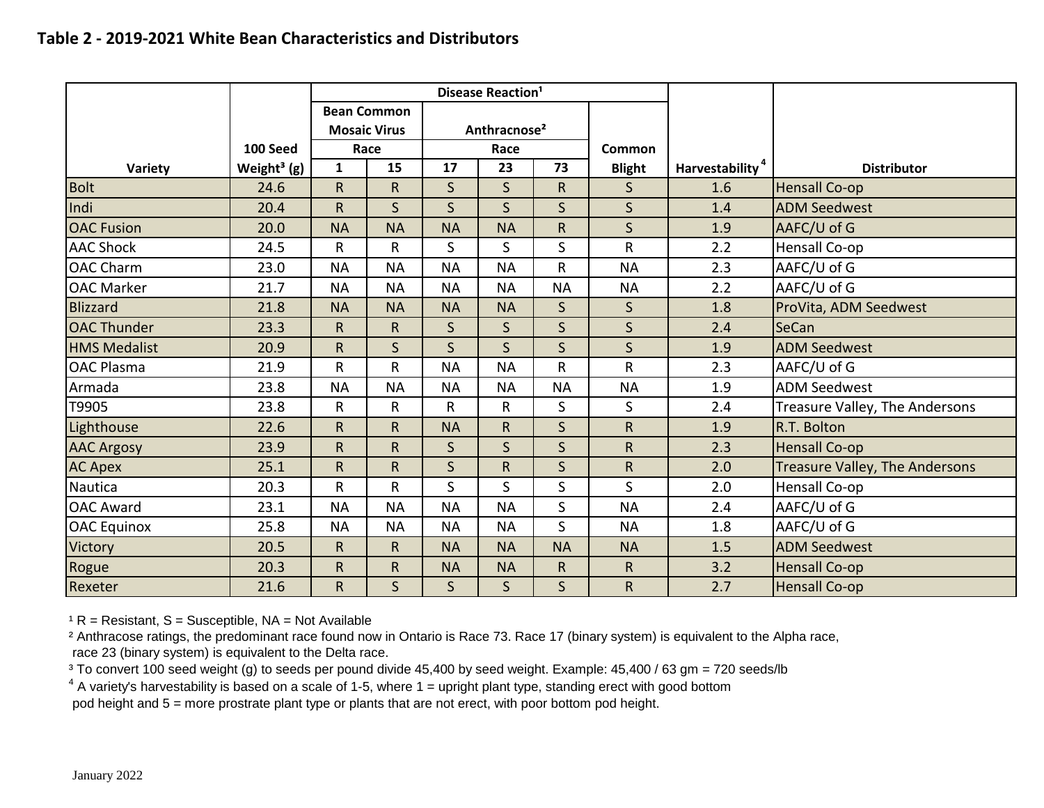## Table 2 - 2019-2021 White Bean Characteristics and Distributors

| | | Disease Reaction[1] | | | | | | | |
|---|---|---|---|---|---|---|---|---|---|
| | | Bean Common Mosaic Virus Race | | Anthracnose[2] Race | | | | | |
| Variety | 100 Seed Weight[3] (g) | 1 | 15 | 17 | 23 | 73 | Common Blight | Harvestability[4] | Distributor |
| Bolt | 24.6 | R | R | S | S | R | S | 1.6 | Hensall Co-op |
| Indi | 20.4 | R | S | S | S | S | S | 1.4 | ADM Seedwest |
| OAC Fusion | 20.0 | NA | NA | NA | NA | R | S | 1.9 | AAFC/U of G |
| AAC Shock | 24.5 | R | R | S | S | S | R | 2.2 | Hensall Co-op |
| OAC Charm | 23.0 | NA | NA | NA | NA | R | NA | 2.3 | AAFC/U of G |
| OAC Marker | 21.7 | NA | NA | NA | NA | NA | NA | 2.2 | AAFC/U of G |
| Blizzard | 21.8 | NA | NA | NA | NA | S | S | 1.8 | ProVita, ADM Seedwest |
| OAC Thunder | 23.3 | R | R | S | S | S | S | 2.4 | SeCan |
| HMS Medalist | 20.9 | R | S | S | S | S | S | 1.9 | ADM Seedwest |
| OAC Plasma | 21.9 | R | R | NA | NA | R | R | 2.3 | AAFC/U of G |
| Armada | 23.8 | NA | NA | NA | NA | NA | NA | 1.9 | ADM Seedwest |
| T9905 | 23.8 | R | R | R | R | S | S | 2.4 | Treasure Valley, The Andersons |
| Lighthouse | 22.6 | R | R | NA | R | S | R | 1.9 | R.T. Bolton |
| AAC Argosy | 23.9 | R | R | S | S | S | R | 2.3 | Hensall Co-op |
| AC Apex | 25.1 | R | R | S | R | S | R | 2.0 | Treasure Valley, The Andersons |
| Nautica | 20.3 | R | R | S | S | S | S | 2.0 | Hensall Co-op |
| OAC Award | 23.1 | NA | NA | NA | NA | S | NA | 2.4 | AAFC/U of G |
| OAC Equinox | 25.8 | NA | NA | NA | NA | S | NA | 1.8 | AAFC/U of G |
| Victory | 20.5 | R | R | NA | NA | NA | NA | 1.5 | ADM Seedwest |
| Rogue | 20.3 | R | R | NA | NA | R | R | 3.2 | Hensall Co-op |
| Rexeter | 21.6 | R | S | S | S | S | R | 2.7 | Hensall Co-op |

[1] R = Resistant, S = Susceptible, NA = Not Available

[2] Anthracose ratings, the predominant race found now in Ontario is Race 73. Race 17 (binary system) is equivalent to the Alpha race, race 23 (binary system) is equivalent to the Delta race.

[3] To convert 100 seed weight (g) to seeds per pound divide 45,400 by seed weight. Example: 45,400 / 63 gm = 720 seeds/lb

[4] A variety's harvestability is based on a scale of 1-5, where 1 = upright plant type, standing erect with good bottom pod height and 5 = more prostrate plant type or plants that are not erect, with poor bottom pod height.

January 2022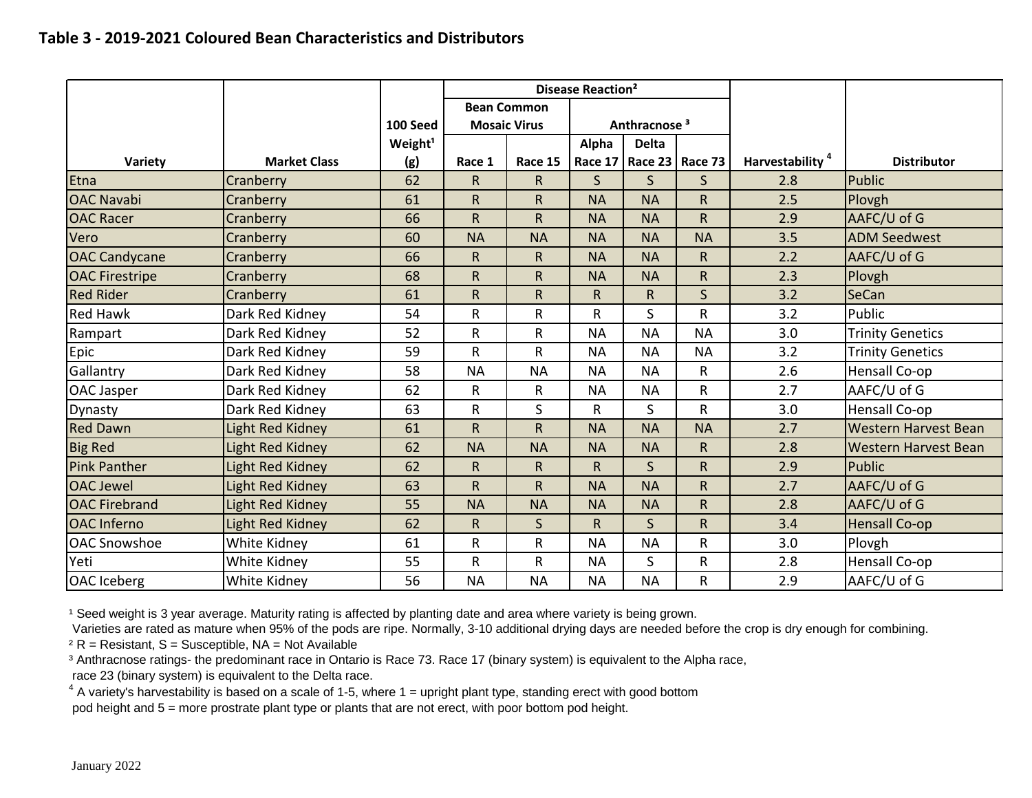## Table 3 - 2019-2021 Coloured Bean Characteristics and Distributors

| Variety | Market Class | 100 Seed Weight[1] (g) | Disease Reaction[2] | | | | | Harvestability [4] | Distributor |
|---|---|---|---|---|---|---|---|---|---|
| | | | Bean Common Mosaic Virus | | Anthracnose [3] | | | | |
| | | | Race 1 | Race 15 | Alpha Race 17 | Delta Race 23 | Race 73 | | |
| Etna | Cranberry | 62 | R | R | S | S | S | 2.8 | Public |
| OAC Navabi | Cranberry | 61 | R | R | NA | NA | R | 2.5 | Plovgh |
| OAC Racer | Cranberry | 66 | R | R | NA | NA | R | 2.9 | AAFC/U of G |
| Vero | Cranberry | 60 | NA | NA | NA | NA | NA | 3.5 | ADM Seedwest |
| OAC Candycane | Cranberry | 66 | R | R | NA | NA | R | 2.2 | AAFC/U of G |
| OAC Firestripe | Cranberry | 68 | R | R | NA | NA | R | 2.3 | Plovgh |
| Red Rider | Cranberry | 61 | R | R | R | R | S | 3.2 | SeCan |
| Red Hawk | Dark Red Kidney | 54 | R | R | R | S | R | 3.2 | Public |
| Rampart | Dark Red Kidney | 52 | R | R | NA | NA | NA | 3.0 | Trinity Genetics |
| Epic | Dark Red Kidney | 59 | R | R | NA | NA | NA | 3.2 | Trinity Genetics |
| Gallantry | Dark Red Kidney | 58 | NA | NA | NA | NA | R | 2.6 | Hensall Co-op |
| OAC Jasper | Dark Red Kidney | 62 | R | R | NA | NA | R | 2.7 | AAFC/U of G |
| Dynasty | Dark Red Kidney | 63 | R | S | R | S | R | 3.0 | Hensall Co-op |
| Red Dawn | Light Red Kidney | 61 | R | R | NA | NA | NA | 2.7 | Western Harvest Bean |
| Big Red | Light Red Kidney | 62 | NA | NA | NA | NA | R | 2.8 | Western Harvest Bean |
| Pink Panther | Light Red Kidney | 62 | R | R | R | S | R | 2.9 | Public |
| OAC Jewel | Light Red Kidney | 63 | R | R | NA | NA | R | 2.7 | AAFC/U of G |
| OAC Firebrand | Light Red Kidney | 55 | NA | NA | NA | NA | R | 2.8 | AAFC/U of G |
| OAC Inferno | Light Red Kidney | 62 | R | S | R | S | R | 3.4 | Hensall Co-op |
| OAC Snowshoe | White Kidney | 61 | R | R | NA | NA | R | 3.0 | Plovgh |
| Yeti | White Kidney | 55 | R | R | NA | S | R | 2.8 | Hensall Co-op |
| OAC Iceberg | White Kidney | 56 | NA | NA | NA | NA | R | 2.9 | AAFC/U of G |

[1] Seed weight is 3 year average. Maturity rating is affected by planting date and area where variety is being grown. Varieties are rated as mature when 95% of the pods are ripe. Normally, 3-10 additional drying days are needed before the crop is dry enough for combining.

[2] R = Resistant, S = Susceptible, NA = Not Available

[3] Anthracnose ratings- the predominant race in Ontario is Race 73. Race 17 (binary system) is equivalent to the Alpha race, race 23 (binary system) is equivalent to the Delta race.

[4] A variety's harvestability is based on a scale of 1-5, where 1 = upright plant type, standing erect with good bottom pod height and 5 = more prostrate plant type or plants that are not erect, with poor bottom pod height.

January 2022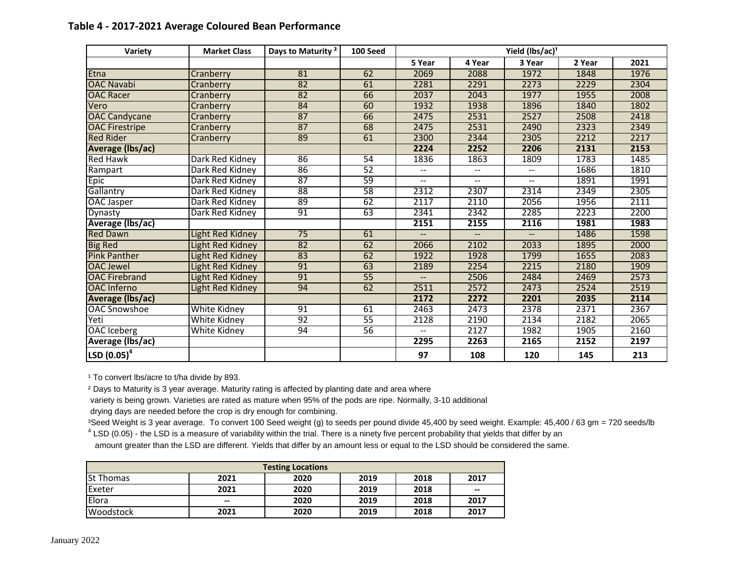## Table 4 - 2017-2021 Average Coloured Bean Performance

| Variety | Market Class | Days to Maturity [2] | 100 Seed | Yield (lbs/ac)[1] | | | | |
|---|---|---|---|---|---|---|---|---|
| | | | | 5 Year | 4 Year | 3 Year | 2 Year | 2021 |
| Etna | Cranberry | 81 | 62 | 2069 | 2088 | 1972 | 1848 | 1976 |
| OAC Navabi | Cranberry | 82 | 61 | 2281 | 2291 | 2273 | 2229 | 2304 |
| OAC Racer | Cranberry | 82 | 66 | 2037 | 2043 | 1977 | 1955 | 2008 |
| Vero | Cranberry | 84 | 60 | 1932 | 1938 | 1896 | 1840 | 1802 |
| OAC Candycane | Cranberry | 87 | 66 | 2475 | 2531 | 2527 | 2508 | 2418 |
| OAC Firestripe | Cranberry | 87 | 68 | 2475 | 2531 | 2490 | 2323 | 2349 |
| Red Rider | Cranberry | 89 | 61 | 2300 | 2344 | 2305 | 2212 | 2217 |
| **Average (lbs/ac)** | | | | **2224** | **2252** | **2206** | **2131** | **2153** |
| Red Hawk | Dark Red Kidney | 86 | 54 | 1836 | 1863 | 1809 | 1783 | 1485 |
| Rampart | Dark Red Kidney | 86 | 52 | -- | -- | -- | 1686 | 1810 |
| Epic | Dark Red Kidney | 87 | 59 | -- | -- | -- | 1891 | 1991 |
| Gallantry | Dark Red Kidney | 88 | 58 | 2312 | 2307 | 2314 | 2349 | 2305 |
| OAC Jasper | Dark Red Kidney | 89 | 62 | 2117 | 2110 | 2056 | 1956 | 2111 |
| Dynasty | Dark Red Kidney | 91 | 63 | 2341 | 2342 | 2285 | 2223 | 2200 |
| **Average (lbs/ac)** | | | | **2151** | **2155** | **2116** | **1981** | **1983** |
| Red Dawn | Light Red Kidney | 75 | 61 | -- | -- | -- | 1486 | 1598 |
| Big Red | Light Red Kidney | 82 | 62 | 2066 | 2102 | 2033 | 1895 | 2000 |
| Pink Panther | Light Red Kidney | 83 | 62 | 1922 | 1928 | 1799 | 1655 | 2083 |
| OAC Jewel | Light Red Kidney | 91 | 63 | 2189 | 2254 | 2215 | 2180 | 1909 |
| OAC Firebrand | Light Red Kidney | 91 | 55 | -- | 2506 | 2484 | 2469 | 2573 |
| OAC Inferno | Light Red Kidney | 94 | 62 | 2511 | 2572 | 2473 | 2524 | 2519 |
| **Average (lbs/ac)** | | | | **2172** | **2272** | **2201** | **2035** | **2114** |
| OAC Snowshoe | White Kidney | 91 | 61 | 2463 | 2473 | 2378 | 2371 | 2367 |
| Yeti | White Kidney | 92 | 55 | 2128 | 2190 | 2134 | 2182 | 2065 |
| OAC Iceberg | White Kidney | 94 | 56 | -- | 2127 | 1982 | 1905 | 2160 |
| **Average (lbs/ac)** | | | | **2295** | **2263** | **2165** | **2152** | **2197** |
| **LSD (0.05)[4]** | | | | **97** | **108** | **120** | **145** | **213** |

[1] To convert lbs/acre to t/ha divide by 893.

[2] Days to Maturity is 3 year average. Maturity rating is affected by planting date and area where variety is being grown. Varieties are rated as mature when 95% of the pods are ripe. Normally, 3-10 additional drying days are needed before the crop is dry enough for combining.

[3] Seed Weight is 3 year average. To convert 100 Seed weight (g) to seeds per pound divide 45,400 by seed weight. Example: 45,400 / 63 gm = 720 seeds/lb

[4] LSD (0.05) - the LSD is a measure of variability within the trial. There is a ninety five percent probability that yields that differ by an amount greater than the LSD are different. Yields that differ by an amount less or equal to the LSD should be considered the same.

| Testing Locations | | | | | |
|---|---|---|---|---|---|
| St Thomas | 2021 | 2020 | 2019 | 2018 | 2017 |
| Exeter | 2021 | 2020 | 2019 | 2018 | -- |
| Elora | -- | 2020 | 2019 | 2018 | 2017 |
| Woodstock | 2021 | 2020 | 2019 | 2018 | 2017 |

January 2022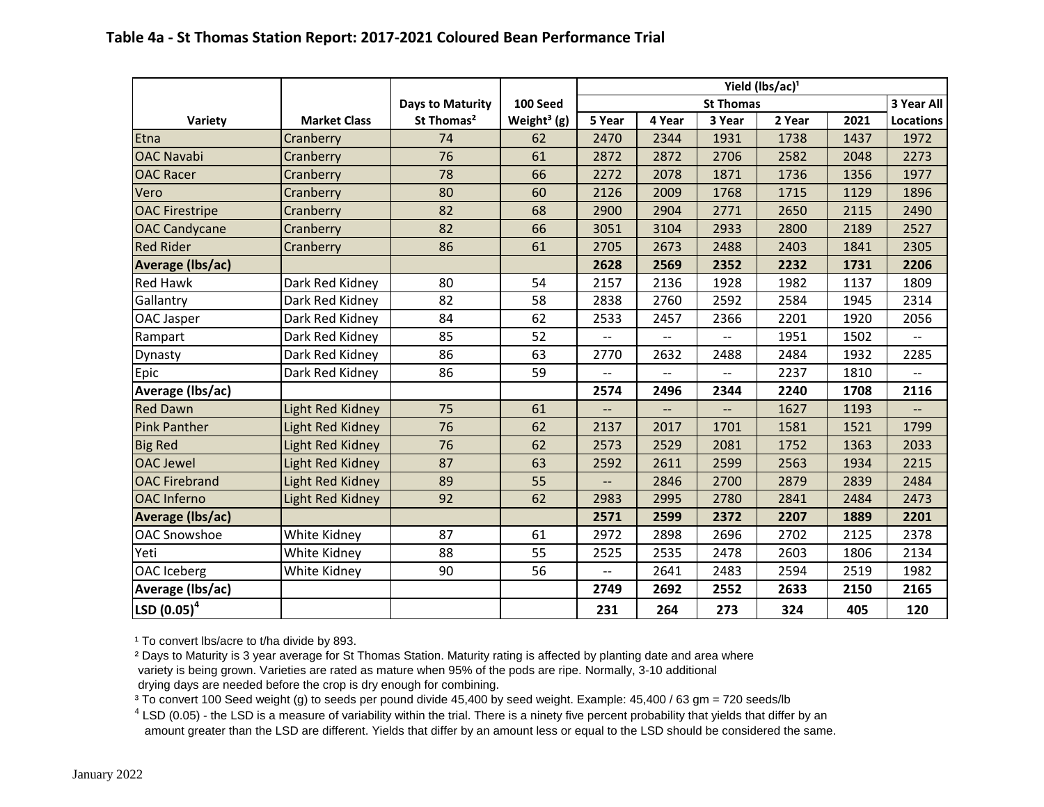## Table 4a - St Thomas Station Report: 2017-2021 Coloured Bean Performance Trial

| | | | | Yield (lbs/ac)[1] | | | | | |
|---|---|---|---|---|---|---|---|---|---|
| | | Days to Maturity | 100 Seed | St Thomas | | | | | 3 Year All |
| Variety | Market Class | St Thomas[2] | Weight[3] (g) | 5 Year | 4 Year | 3 Year | 2 Year | 2021 | Locations |
| Etna | Cranberry | 74 | 62 | 2470 | 2344 | 1931 | 1738 | 1437 | 1972 |
| OAC Navabi | Cranberry | 76 | 61 | 2872 | 2872 | 2706 | 2582 | 2048 | 2273 |
| OAC Racer | Cranberry | 78 | 66 | 2272 | 2078 | 1871 | 1736 | 1356 | 1977 |
| Vero | Cranberry | 80 | 60 | 2126 | 2009 | 1768 | 1715 | 1129 | 1896 |
| OAC Firestripe | Cranberry | 82 | 68 | 2900 | 2904 | 2771 | 2650 | 2115 | 2490 |
| OAC Candycane | Cranberry | 82 | 66 | 3051 | 3104 | 2933 | 2800 | 2189 | 2527 |
| Red Rider | Cranberry | 86 | 61 | 2705 | 2673 | 2488 | 2403 | 1841 | 2305 |
| **Average (lbs/ac)** | | | | **2628** | **2569** | **2352** | **2232** | **1731** | **2206** |
| Red Hawk | Dark Red Kidney | 80 | 54 | 2157 | 2136 | 1928 | 1982 | 1137 | 1809 |
| Gallantry | Dark Red Kidney | 82 | 58 | 2838 | 2760 | 2592 | 2584 | 1945 | 2314 |
| OAC Jasper | Dark Red Kidney | 84 | 62 | 2533 | 2457 | 2366 | 2201 | 1920 | 2056 |
| Rampart | Dark Red Kidney | 85 | 52 | -- | -- | -- | 1951 | 1502 | -- |
| Dynasty | Dark Red Kidney | 86 | 63 | 2770 | 2632 | 2488 | 2484 | 1932 | 2285 |
| Epic | Dark Red Kidney | 86 | 59 | -- | -- | -- | 2237 | 1810 | -- |
| **Average (lbs/ac)** | | | | **2574** | **2496** | **2344** | **2240** | **1708** | **2116** |
| Red Dawn | Light Red Kidney | 75 | 61 | -- | -- | -- | 1627 | 1193 | -- |
| Pink Panther | Light Red Kidney | 76 | 62 | 2137 | 2017 | 1701 | 1581 | 1521 | 1799 |
| Big Red | Light Red Kidney | 76 | 62 | 2573 | 2529 | 2081 | 1752 | 1363 | 2033 |
| OAC Jewel | Light Red Kidney | 87 | 63 | 2592 | 2611 | 2599 | 2563 | 1934 | 2215 |
| OAC Firebrand | Light Red Kidney | 89 | 55 | -- | 2846 | 2700 | 2879 | 2839 | 2484 |
| OAC Inferno | Light Red Kidney | 92 | 62 | 2983 | 2995 | 2780 | 2841 | 2484 | 2473 |
| **Average (lbs/ac)** | | | | **2571** | **2599** | **2372** | **2207** | **1889** | **2201** |
| OAC Snowshoe | White Kidney | 87 | 61 | 2972 | 2898 | 2696 | 2702 | 2125 | 2378 |
| Yeti | White Kidney | 88 | 55 | 2525 | 2535 | 2478 | 2603 | 1806 | 2134 |
| OAC Iceberg | White Kidney | 90 | 56 | -- | 2641 | 2483 | 2594 | 2519 | 1982 |
| **Average (lbs/ac)** | | | | **2749** | **2692** | **2552** | **2633** | **2150** | **2165** |
| **LSD (0.05)[4]** | | | | **231** | **264** | **273** | **324** | **405** | **120** |

[1] To convert lbs/acre to t/ha divide by 893.

[2] Days to Maturity is 3 year average for St Thomas Station. Maturity rating is affected by planting date and area where variety is being grown. Varieties are rated as mature when 95% of the pods are ripe. Normally, 3-10 additional drying days are needed before the crop is dry enough for combining.

[3] To convert 100 Seed weight (g) to seeds per pound divide 45,400 by seed weight. Example: 45,400 / 63 gm = 720 seeds/lb

[4] LSD (0.05) - the LSD is a measure of variability within the trial. There is a ninety five percent probability that yields that differ by an amount greater than the LSD are different. Yields that differ by an amount less or equal to the LSD should be considered the same.

January 2022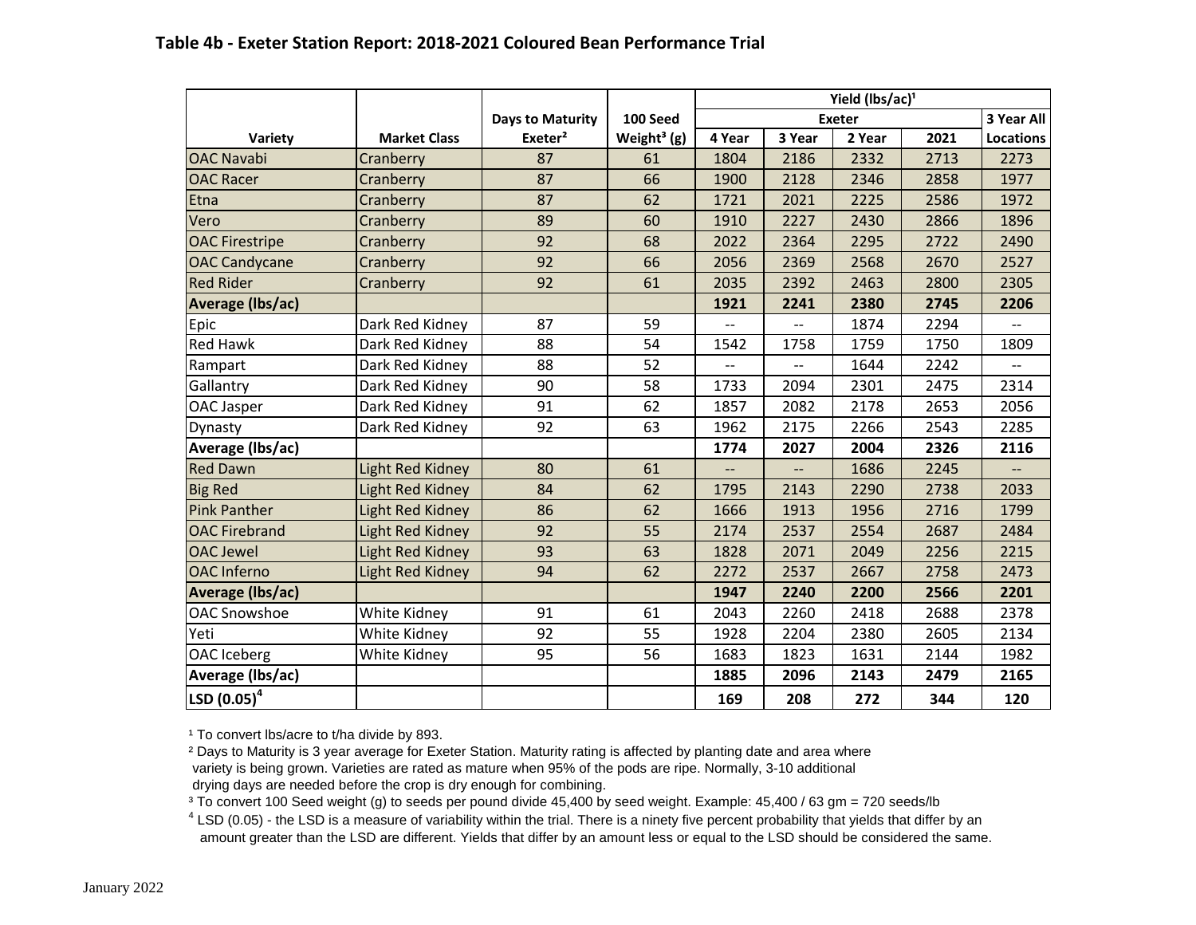### Table 4b - Exeter Station Report: 2018-2021 Coloured Bean Performance Trial

| Variety | Market Class | Days to Maturity Exeter[2] | 100 Seed Weight[3] (g) | Yield (lbs/ac)[1] | | | | |
|---|---|---|---|---|---|---|---|---|
| | | | | Exeter | | | | 3 Year All |
| | | | | 4 Year | 3 Year | 2 Year | 2021 | Locations |
| OAC Navabi | Cranberry | 87 | 61 | 1804 | 2186 | 2332 | 2713 | 2273 |
| OAC Racer | Cranberry | 87 | 66 | 1900 | 2128 | 2346 | 2858 | 1977 |
| Etna | Cranberry | 87 | 62 | 1721 | 2021 | 2225 | 2586 | 1972 |
| Vero | Cranberry | 89 | 60 | 1910 | 2227 | 2430 | 2866 | 1896 |
| OAC Firestripe | Cranberry | 92 | 68 | 2022 | 2364 | 2295 | 2722 | 2490 |
| OAC Candycane | Cranberry | 92 | 66 | 2056 | 2369 | 2568 | 2670 | 2527 |
| Red Rider | Cranberry | 92 | 61 | 2035 | 2392 | 2463 | 2800 | 2305 |
| **Average (lbs/ac)** | | | | **1921** | **2241** | **2380** | **2745** | **2206** |
| Epic | Dark Red Kidney | 87 | 59 | -- | -- | 1874 | 2294 | -- |
| Red Hawk | Dark Red Kidney | 88 | 54 | 1542 | 1758 | 1759 | 1750 | 1809 |
| Rampart | Dark Red Kidney | 88 | 52 | -- | -- | 1644 | 2242 | -- |
| Gallantry | Dark Red Kidney | 90 | 58 | 1733 | 2094 | 2301 | 2475 | 2314 |
| OAC Jasper | Dark Red Kidney | 91 | 62 | 1857 | 2082 | 2178 | 2653 | 2056 |
| Dynasty | Dark Red Kidney | 92 | 63 | 1962 | 2175 | 2266 | 2543 | 2285 |
| **Average (lbs/ac)** | | | | **1774** | **2027** | **2004** | **2326** | **2116** |
| Red Dawn | Light Red Kidney | 80 | 61 | -- | -- | 1686 | 2245 | -- |
| Big Red | Light Red Kidney | 84 | 62 | 1795 | 2143 | 2290 | 2738 | 2033 |
| Pink Panther | Light Red Kidney | 86 | 62 | 1666 | 1913 | 1956 | 2716 | 1799 |
| OAC Firebrand | Light Red Kidney | 92 | 55 | 2174 | 2537 | 2554 | 2687 | 2484 |
| OAC Jewel | Light Red Kidney | 93 | 63 | 1828 | 2071 | 2049 | 2256 | 2215 |
| OAC Inferno | Light Red Kidney | 94 | 62 | 2272 | 2537 | 2667 | 2758 | 2473 |
| **Average (lbs/ac)** | | | | **1947** | **2240** | **2200** | **2566** | **2201** |
| OAC Snowshoe | White Kidney | 91 | 61 | 2043 | 2260 | 2418 | 2688 | 2378 |
| Yeti | White Kidney | 92 | 55 | 1928 | 2204 | 2380 | 2605 | 2134 |
| OAC Iceberg | White Kidney | 95 | 56 | 1683 | 1823 | 1631 | 2144 | 1982 |
| **Average (lbs/ac)** | | | | **1885** | **2096** | **2143** | **2479** | **2165** |
| **LSD (0.05)[4]** | | | | **169** | **208** | **272** | **344** | **120** |

[1] To convert lbs/acre to t/ha divide by 893.

[2] Days to Maturity is 3 year average for Exeter Station. Maturity rating is affected by planting date and area where variety is being grown. Varieties are rated as mature when 95% of the pods are ripe. Normally, 3-10 additional drying days are needed before the crop is dry enough for combining.

[3] To convert 100 Seed weight (g) to seeds per pound divide 45,400 by seed weight. Example: 45,400 / 63 gm = 720 seeds/lb

[4] LSD (0.05) - the LSD is a measure of variability within the trial. There is a ninety five percent probability that yields that differ by an amount greater than the LSD are different. Yields that differ by an amount less or equal to the LSD should be considered the same.

January 2022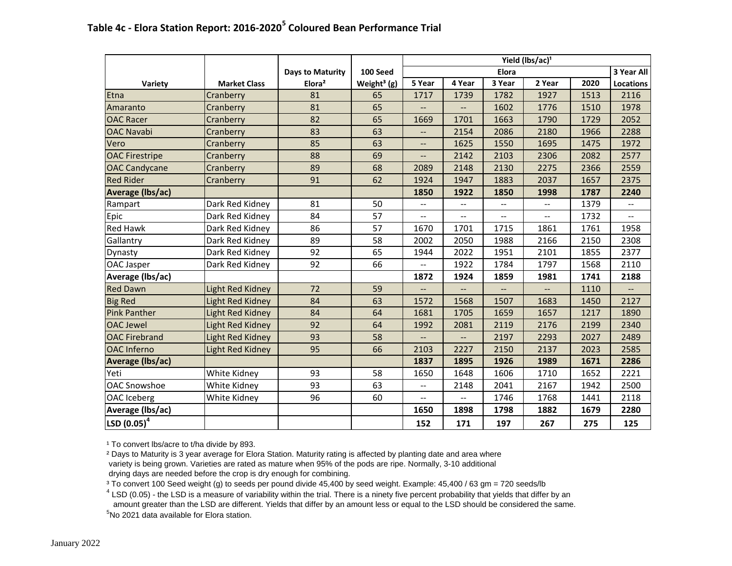### Table 4c - Elora Station Report: 2016-2020[5] Coloured Bean Performance Trial

| | | | | Yield (lbs/ac)[1] | | | | | |
|---|---|---|---|---|---|---|---|---|---|
| | | Days to Maturity | 100 Seed | Elora | | | | | 3 Year All |
| Variety | Market Class | Elora[2] | Weight[3] (g) | 5 Year | 4 Year | 3 Year | 2 Year | 2020 | Locations |
| Etna | Cranberry | 81 | 65 | 1717 | 1739 | 1782 | 1927 | 1513 | 2116 |
| Amaranto | Cranberry | 81 | 65 | -- | -- | 1602 | 1776 | 1510 | 1978 |
| OAC Racer | Cranberry | 82 | 65 | 1669 | 1701 | 1663 | 1790 | 1729 | 2052 |
| OAC Navabi | Cranberry | 83 | 63 | -- | 2154 | 2086 | 2180 | 1966 | 2288 |
| Vero | Cranberry | 85 | 63 | -- | 1625 | 1550 | 1695 | 1475 | 1972 |
| OAC Firestripe | Cranberry | 88 | 69 | -- | 2142 | 2103 | 2306 | 2082 | 2577 |
| OAC Candycane | Cranberry | 89 | 68 | 2089 | 2148 | 2130 | 2275 | 2366 | 2559 |
| Red Rider | Cranberry | 91 | 62 | 1924 | 1947 | 1883 | 2037 | 1657 | 2375 |
| **Average (lbs/ac)** | | | | **1850** | **1922** | **1850** | **1998** | **1787** | **2240** |
| Rampart | Dark Red Kidney | 81 | 50 | -- | -- | -- | -- | 1379 | -- |
| Epic | Dark Red Kidney | 84 | 57 | -- | -- | -- | -- | 1732 | -- |
| Red Hawk | Dark Red Kidney | 86 | 57 | 1670 | 1701 | 1715 | 1861 | 1761 | 1958 |
| Gallantry | Dark Red Kidney | 89 | 58 | 2002 | 2050 | 1988 | 2166 | 2150 | 2308 |
| Dynasty | Dark Red Kidney | 92 | 65 | 1944 | 2022 | 1951 | 2101 | 1855 | 2377 |
| OAC Jasper | Dark Red Kidney | 92 | 66 | -- | 1922 | 1784 | 1797 | 1568 | 2110 |
| **Average (lbs/ac)** | | | | **1872** | **1924** | **1859** | **1981** | **1741** | **2188** |
| Red Dawn | Light Red Kidney | 72 | 59 | -- | -- | -- | -- | 1110 | -- |
| Big Red | Light Red Kidney | 84 | 63 | 1572 | 1568 | 1507 | 1683 | 1450 | 2127 |
| Pink Panther | Light Red Kidney | 84 | 64 | 1681 | 1705 | 1659 | 1657 | 1217 | 1890 |
| OAC Jewel | Light Red Kidney | 92 | 64 | 1992 | 2081 | 2119 | 2176 | 2199 | 2340 |
| OAC Firebrand | Light Red Kidney | 93 | 58 | -- | -- | 2197 | 2293 | 2027 | 2489 |
| OAC Inferno | Light Red Kidney | 95 | 66 | 2103 | 2227 | 2150 | 2137 | 2023 | 2585 |
| **Average (lbs/ac)** | | | | **1837** | **1895** | **1926** | **1989** | **1671** | **2286** |
| Yeti | White Kidney | 93 | 58 | 1650 | 1648 | 1606 | 1710 | 1652 | 2221 |
| OAC Snowshoe | White Kidney | 93 | 63 | -- | 2148 | 2041 | 2167 | 1942 | 2500 |
| OAC Iceberg | White Kidney | 96 | 60 | -- | -- | 1746 | 1768 | 1441 | 2118 |
| **Average (lbs/ac)** | | | | **1650** | **1898** | **1798** | **1882** | **1679** | **2280** |
| **LSD (0.05)[4]** | | | | **152** | **171** | **197** | **267** | **275** | **125** |

[1] To convert lbs/acre to t/ha divide by 893.

[2] Days to Maturity is 3 year average for Elora Station. Maturity rating is affected by planting date and area where variety is being grown. Varieties are rated as mature when 95% of the pods are ripe. Normally, 3-10 additional drying days are needed before the crop is dry enough for combining.

[3] To convert 100 Seed weight (g) to seeds per pound divide 45,400 by seed weight. Example: 45,400 / 63 gm = 720 seeds/lb

[4] LSD (0.05) - the LSD is a measure of variability within the trial. There is a ninety five percent probability that yields that differ by an amount greater than the LSD are different. Yields that differ by an amount less or equal to the LSD should be considered the same.

[5] No 2021 data available for Elora station.

January 2022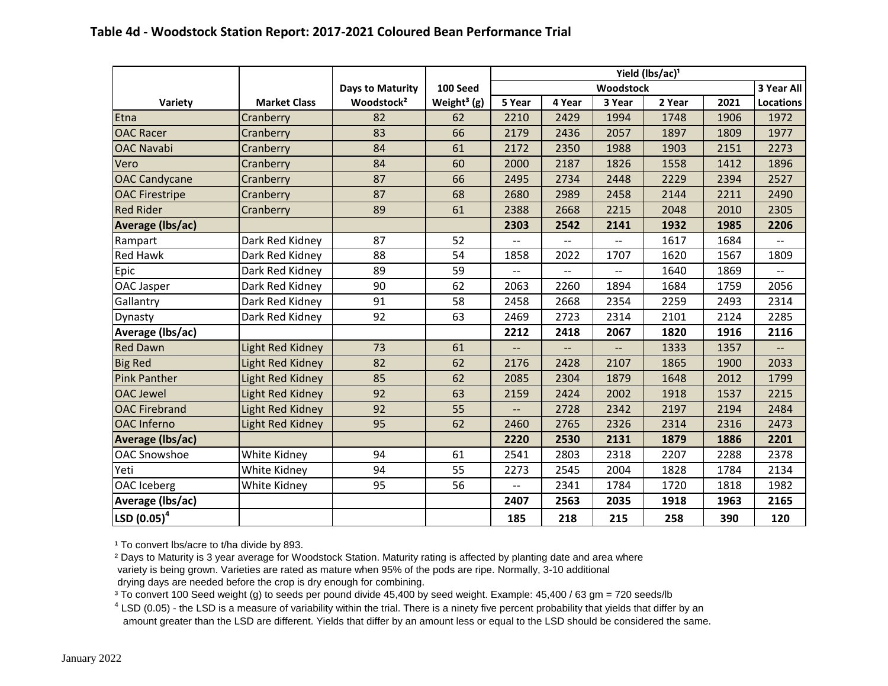### Table 4d - Woodstock Station Report: 2017-2021 Coloured Bean Performance Trial

| Variety | Market Class | Days to Maturity Woodstock[2] | 100 Seed Weight[3] (g) | Yield (lbs/ac)[1] | | | | | |
|---|---|---|---|---|---|---|---|---|---|
| | | | | Woodstock | | | | | 3 Year All |
| | | | | 5 Year | 4 Year | 3 Year | 2 Year | 2021 | Locations |
| Etna | Cranberry | 82 | 62 | 2210 | 2429 | 1994 | 1748 | 1906 | 1972 |
| OAC Racer | Cranberry | 83 | 66 | 2179 | 2436 | 2057 | 1897 | 1809 | 1977 |
| OAC Navabi | Cranberry | 84 | 61 | 2172 | 2350 | 1988 | 1903 | 2151 | 2273 |
| Vero | Cranberry | 84 | 60 | 2000 | 2187 | 1826 | 1558 | 1412 | 1896 |
| OAC Candycane | Cranberry | 87 | 66 | 2495 | 2734 | 2448 | 2229 | 2394 | 2527 |
| OAC Firestripe | Cranberry | 87 | 68 | 2680 | 2989 | 2458 | 2144 | 2211 | 2490 |
| Red Rider | Cranberry | 89 | 61 | 2388 | 2668 | 2215 | 2048 | 2010 | 2305 |
| **Average (lbs/ac)** | | | | **2303** | **2542** | **2141** | **1932** | **1985** | **2206** |
| Rampart | Dark Red Kidney | 87 | 52 | -- | -- | -- | 1617 | 1684 | -- |
| Red Hawk | Dark Red Kidney | 88 | 54 | 1858 | 2022 | 1707 | 1620 | 1567 | 1809 |
| Epic | Dark Red Kidney | 89 | 59 | -- | -- | -- | 1640 | 1869 | -- |
| OAC Jasper | Dark Red Kidney | 90 | 62 | 2063 | 2260 | 1894 | 1684 | 1759 | 2056 |
| Gallantry | Dark Red Kidney | 91 | 58 | 2458 | 2668 | 2354 | 2259 | 2493 | 2314 |
| Dynasty | Dark Red Kidney | 92 | 63 | 2469 | 2723 | 2314 | 2101 | 2124 | 2285 |
| **Average (lbs/ac)** | | | | **2212** | **2418** | **2067** | **1820** | **1916** | **2116** |
| Red Dawn | Light Red Kidney | 73 | 61 | -- | -- | -- | 1333 | 1357 | -- |
| Big Red | Light Red Kidney | 82 | 62 | 2176 | 2428 | 2107 | 1865 | 1900 | 2033 |
| Pink Panther | Light Red Kidney | 85 | 62 | 2085 | 2304 | 1879 | 1648 | 2012 | 1799 |
| OAC Jewel | Light Red Kidney | 92 | 63 | 2159 | 2424 | 2002 | 1918 | 1537 | 2215 |
| OAC Firebrand | Light Red Kidney | 92 | 55 | -- | 2728 | 2342 | 2197 | 2194 | 2484 |
| OAC Inferno | Light Red Kidney | 95 | 62 | 2460 | 2765 | 2326 | 2314 | 2316 | 2473 |
| **Average (lbs/ac)** | | | | **2220** | **2530** | **2131** | **1879** | **1886** | **2201** |
| OAC Snowshoe | White Kidney | 94 | 61 | 2541 | 2803 | 2318 | 2207 | 2288 | 2378 |
| Yeti | White Kidney | 94 | 55 | 2273 | 2545 | 2004 | 1828 | 1784 | 2134 |
| OAC Iceberg | White Kidney | 95 | 56 | -- | 2341 | 1784 | 1720 | 1818 | 1982 |
| **Average (lbs/ac)** | | | | **2407** | **2563** | **2035** | **1918** | **1963** | **2165** |
| **LSD (0.05)[4]** | | | | **185** | **218** | **215** | **258** | **390** | **120** |

[1] To convert lbs/acre to t/ha divide by 893.

[2] Days to Maturity is 3 year average for Woodstock Station. Maturity rating is affected by planting date and area where variety is being grown. Varieties are rated as mature when 95% of the pods are ripe. Normally, 3-10 additional drying days are needed before the crop is dry enough for combining.

[3] To convert 100 Seed weight (g) to seeds per pound divide 45,400 by seed weight. Example: 45,400 / 63 gm = 720 seeds/lb

[4] LSD (0.05) - the LSD is a measure of variability within the trial. There is a ninety five percent probability that yields that differ by an amount greater than the LSD are different. Yields that differ by an amount less or equal to the LSD should be considered the same.

January 2022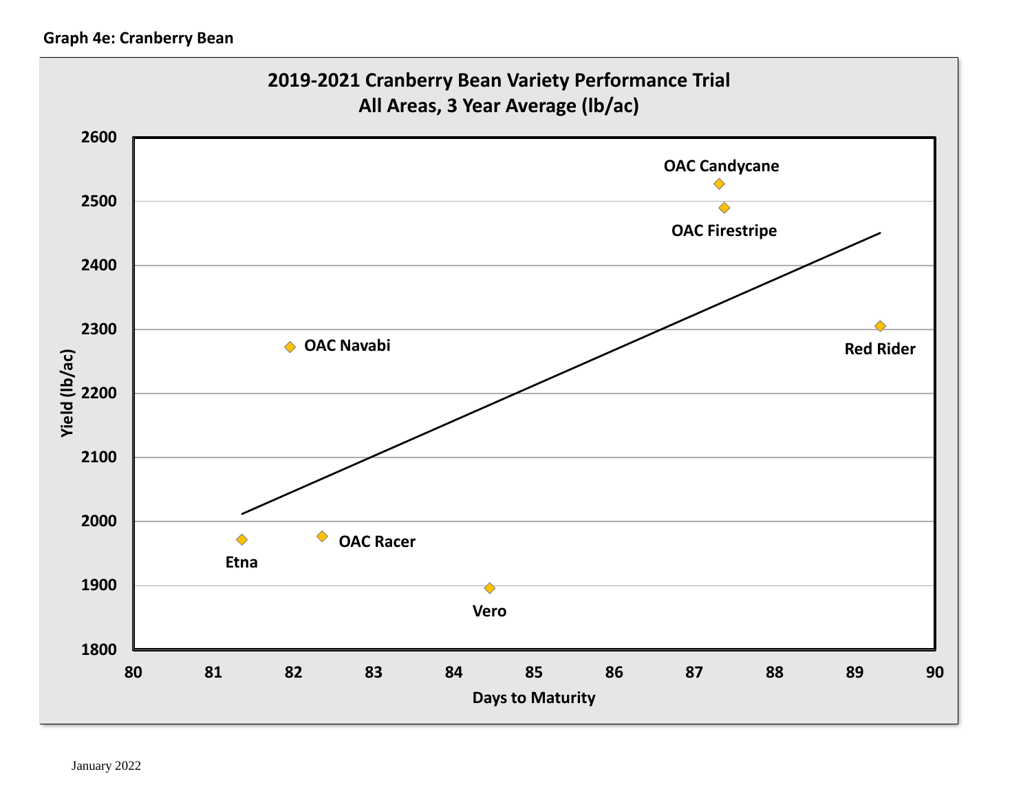**Graph 4e: Cranberry Bean**

2019-2021 Cranberry Bean Variety Performance Trial
All Areas, 3 Year Average (lb/ac)

Yield (lb/ac)

Days to Maturity

OAC Candycane, OAC Firestripe, OAC Navabi, Red Rider, Etna, OAC Racer, Vero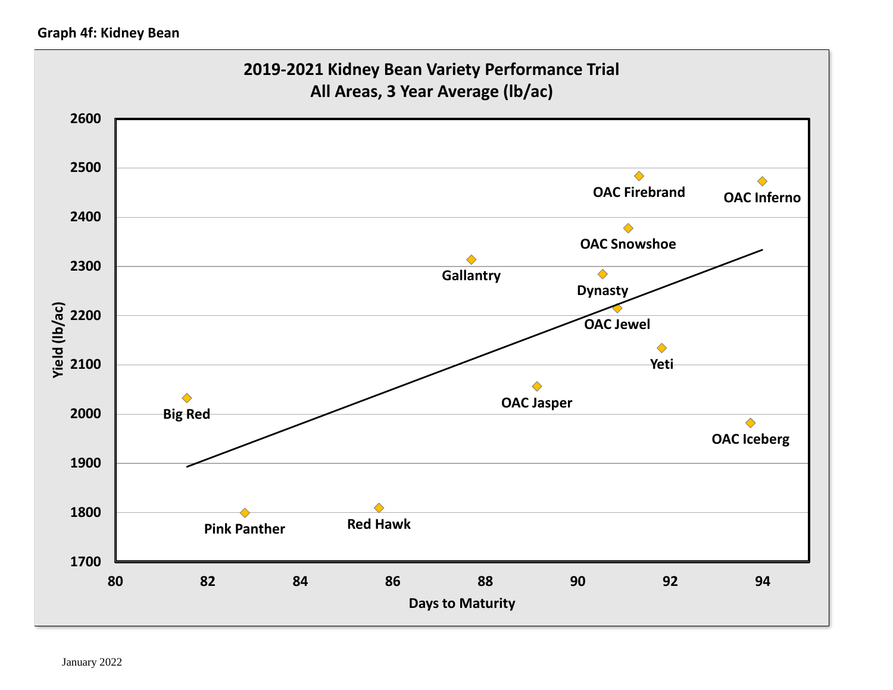**Graph 4f: Kidney Bean**

2019-2021 Kidney Bean Variety Performance Trial
All Areas, 3 Year Average (lb/ac)

Yield (lb/ac)

Days to Maturity

Big Red, Pink Panther, Red Hawk, Gallantry, OAC Jasper, Dynasty, OAC Jewel, OAC Snowshoe, OAC Firebrand, Yeti, OAC Iceberg, OAC Inferno

January 2022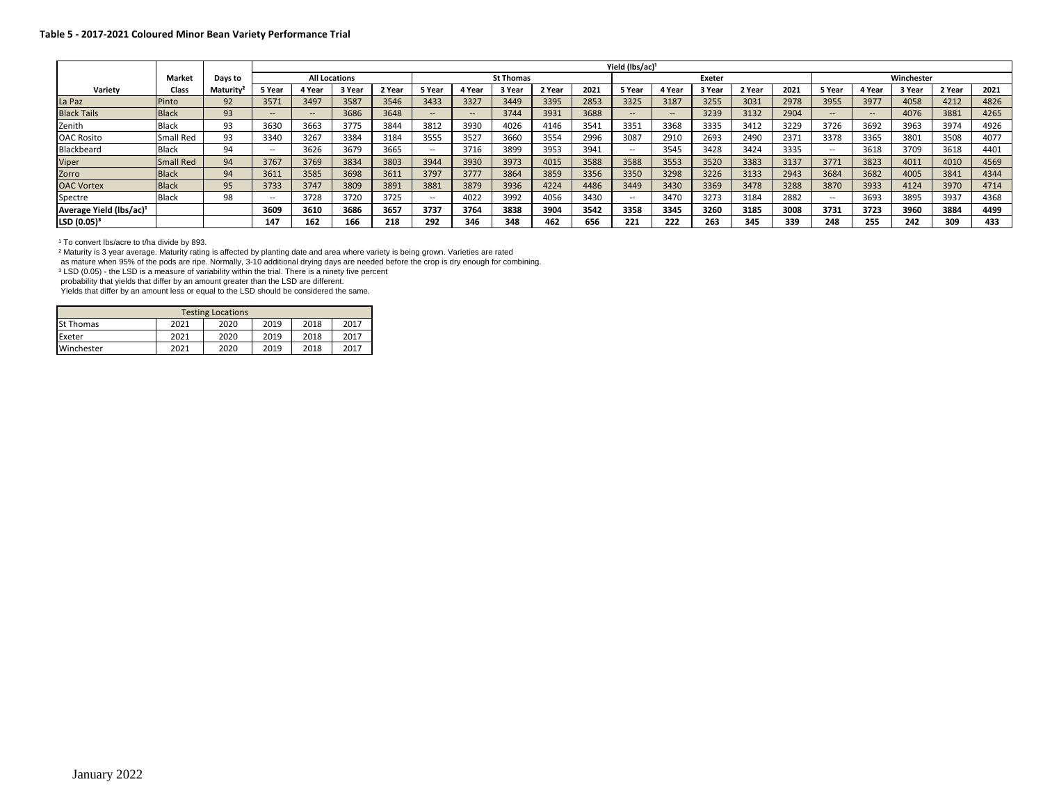**Table 5 - 2017-2021 Coloured Minor Bean Variety Performance Trial**

| Variety | Market Class | Days to Maturity[2] | Yield (lbs/ac)[1] | | | | | | | | | | | | | | | | | | |
|---|---|---|---|---|---|---|---|---|---|---|---|---|---|---|---|---|---|---|---|---|---|
| | | | All Locations | | | | St Thomas | | | | | Exeter | | | | | Winchester | | | | |
| | | | 5 Year | 4 Year | 3 Year | 2 Year | 5 Year | 4 Year | 3 Year | 2 Year | 2021 | 5 Year | 4 Year | 3 Year | 2 Year | 2021 | 5 Year | 4 Year | 3 Year | 2 Year | 2021 |
| La Paz | Pinto | 92 | 3571 | 3497 | 3587 | 3546 | 3433 | 3327 | 3449 | 3395 | 2853 | 3325 | 3187 | 3255 | 3031 | 2978 | 3955 | 3977 | 4058 | 4212 | 4826 |
| Black Tails | Black | 93 | -- | -- | 3686 | 3648 | -- | -- | 3744 | 3931 | 3688 | -- | -- | 3239 | 3132 | 2904 | -- | -- | 4076 | 3881 | 4265 |
| Zenith | Black | 93 | 3630 | 3663 | 3775 | 3844 | 3812 | 3930 | 4026 | 4146 | 3541 | 3351 | 3368 | 3335 | 3412 | 3229 | 3726 | 3692 | 3963 | 3974 | 4926 |
| OAC Rosito | Small Red | 93 | 3340 | 3267 | 3384 | 3184 | 3555 | 3527 | 3660 | 3554 | 2996 | 3087 | 2910 | 2693 | 2490 | 2371 | 3378 | 3365 | 3801 | 3508 | 4077 |
| Blackbeard | Black | 94 | -- | 3626 | 3679 | 3665 | -- | 3716 | 3899 | 3953 | 3941 | -- | 3545 | 3428 | 3424 | 3335 | -- | 3618 | 3709 | 3618 | 4401 |
| Viper | Small Red | 94 | 3767 | 3769 | 3834 | 3803 | 3944 | 3930 | 3973 | 4015 | 3588 | 3588 | 3553 | 3520 | 3383 | 3137 | 3771 | 3823 | 4011 | 4010 | 4569 |
| Zorro | Black | 94 | 3611 | 3585 | 3698 | 3611 | 3797 | 3777 | 3864 | 3859 | 3356 | 3350 | 3298 | 3226 | 3133 | 2943 | 3684 | 3682 | 4005 | 3841 | 4344 |
| OAC Vortex | Black | 95 | 3733 | 3747 | 3809 | 3891 | 3881 | 3879 | 3936 | 4224 | 4486 | 3449 | 3430 | 3369 | 3478 | 3288 | 3870 | 3933 | 4124 | 3970 | 4714 |
| Spectre | Black | 98 | -- | 3728 | 3720 | 3725 | -- | 4022 | 3992 | 4056 | 3430 | -- | 3470 | 3273 | 3184 | 2882 | -- | 3693 | 3895 | 3937 | 4368 |
| **Average Yield (lbs/ac)[1]** | | | **3609** | **3610** | **3686** | **3657** | **3737** | **3764** | **3838** | **3904** | **3542** | **3358** | **3345** | **3260** | **3185** | **3008** | **3731** | **3723** | **3960** | **3884** | **4499** |
| **LSD (0.05)[3]** | | | **147** | **162** | **166** | **218** | **292** | **346** | **348** | **462** | **656** | **221** | **222** | **263** | **345** | **339** | **248** | **255** | **242** | **309** | **433** |

[1] To convert lbs/acre to t/ha divide by 893.
[2] Maturity is 3 year average. Maturity rating is affected by planting date and area where variety is being grown. Varieties are rated as mature when 95% of the pods are ripe. Normally, 3-10 additional drying days are needed before the crop is dry enough for combining.
[3] LSD (0.05) - the LSD is a measure of variability within the trial. There is a ninety five percent probability that yields that differ by an amount greater than the LSD are different. Yields that differ by an amount less or equal to the LSD should be considered the same.

| Testing Locations | | | | | |
|---|---|---|---|---|---|
| St Thomas | 2021 | 2020 | 2019 | 2018 | 2017 |
| Exeter | 2021 | 2020 | 2019 | 2018 | 2017 |
| Winchester | 2021 | 2020 | 2019 | 2018 | 2017 |

January 2022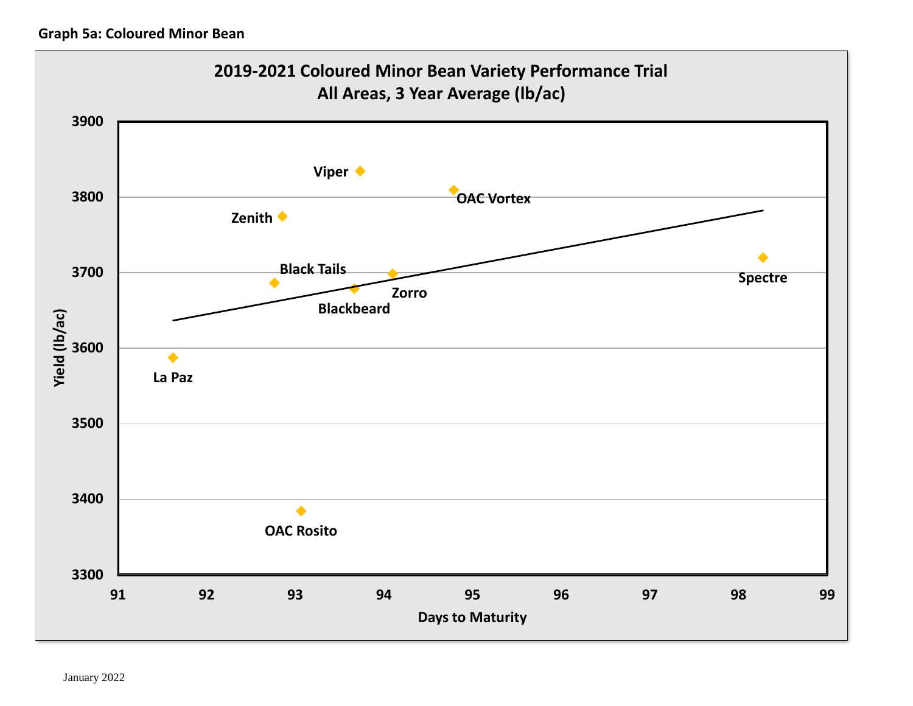**Graph 5a: Coloured Minor Bean**

**2019-2021 Coloured Minor Bean Variety Performance Trial**
**All Areas, 3 Year Average (lb/ac)**

Yield (lb/ac)

Days to Maturity

Viper, OAC Vortex, Zenith, Black Tails, Zorro, Blackbeard, Spectre, La Paz, OAC Rosito

January 2022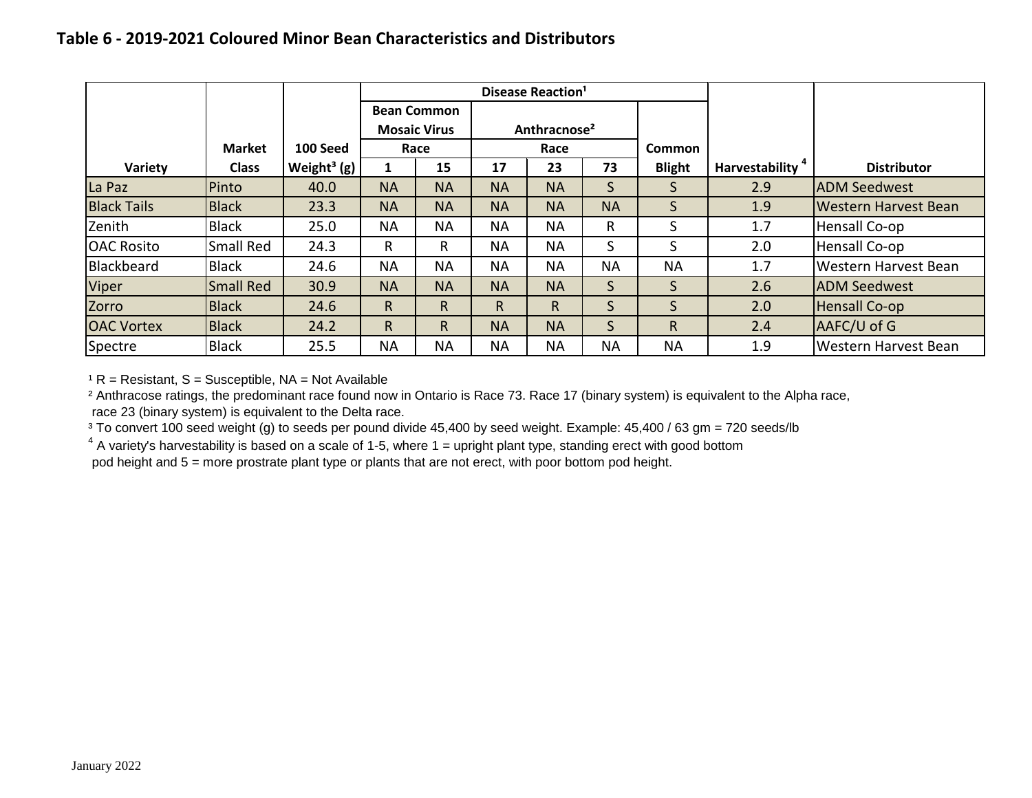## Table 6 - 2019-2021 Coloured Minor Bean Characteristics and Distributors

| | | | Disease Reaction[1] | | | | | | | |
|---|---|---|---|---|---|---|---|---|---|---|
| | | | Bean Common Mosaic Virus | | Anthracnose[2] | | | | | |
| | Market | 100 Seed | Race | | Race | | | Common | | |
| Variety | Class | Weight[3] (g) | 1 | 15 | 17 | 23 | 73 | Blight | Harvestability [4] | Distributor |
| La Paz | Pinto | 40.0 | NA | NA | NA | NA | S | S | 2.9 | ADM Seedwest |
| Black Tails | Black | 23.3 | NA | NA | NA | NA | NA | S | 1.9 | Western Harvest Bean |
| Zenith | Black | 25.0 | NA | NA | NA | NA | R | S | 1.7 | Hensall Co-op |
| OAC Rosito | Small Red | 24.3 | R | R | NA | NA | S | S | 2.0 | Hensall Co-op |
| Blackbeard | Black | 24.6 | NA | NA | NA | NA | NA | NA | 1.7 | Western Harvest Bean |
| Viper | Small Red | 30.9 | NA | NA | NA | NA | S | S | 2.6 | ADM Seedwest |
| Zorro | Black | 24.6 | R | R | R | R | S | S | 2.0 | Hensall Co-op |
| OAC Vortex | Black | 24.2 | R | R | NA | NA | S | R | 2.4 | AAFC/U of G |
| Spectre | Black | 25.5 | NA | NA | NA | NA | NA | NA | 1.9 | Western Harvest Bean |

[1] R = Resistant, S = Susceptible, NA = Not Available

[2] Anthracose ratings, the predominant race found now in Ontario is Race 73. Race 17 (binary system) is equivalent to the Alpha race, race 23 (binary system) is equivalent to the Delta race.

[3] To convert 100 seed weight (g) to seeds per pound divide 45,400 by seed weight. Example: 45,400 / 63 gm = 720 seeds/lb

[4] A variety's harvestability is based on a scale of 1-5, where 1 = upright plant type, standing erect with good bottom pod height and 5 = more prostrate plant type or plants that are not erect, with poor bottom pod height.

January 2022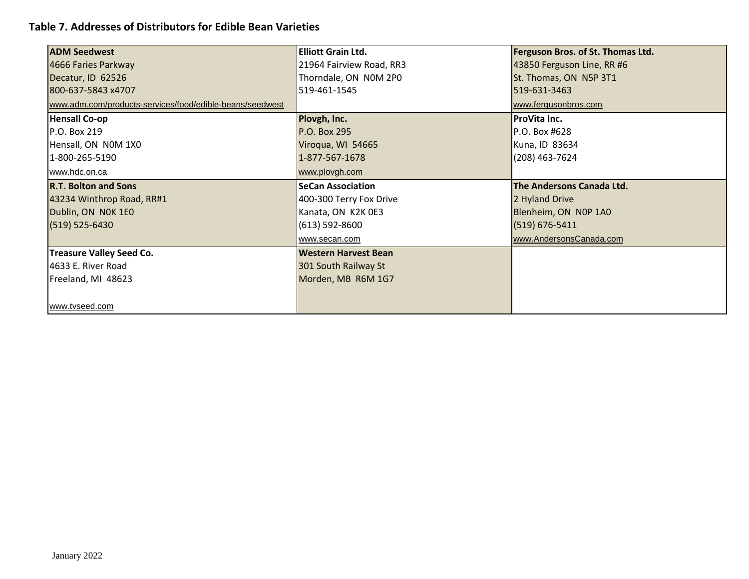**Table 7. Addresses of Distributors for Edible Bean Varieties**

| | | |
|---|---|---|
| **ADM Seedwest**<br>4666 Faries Parkway<br>Decatur, ID 62526<br>800-637-5843 x4707<br>www.adm.com/products-services/food/edible-beans/seedwest | **Elliott Grain Ltd.**<br>21964 Fairview Road, RR3<br>Thorndale, ON N0M 2P0<br>519-461-1545 | **Ferguson Bros. of St. Thomas Ltd.**<br>43850 Ferguson Line, RR #6<br>St. Thomas, ON N5P 3T1<br>519-631-3463<br>www.fergusonbros.com |
| **Hensall Co-op**<br>P.O. Box 219<br>Hensall, ON N0M 1X0<br>1-800-265-5190<br>www.hdc.on.ca | **Plovgh, Inc.**<br>P.O. Box 295<br>Viroqua, WI 54665<br>1-877-567-1678<br>www.plovgh.com | **ProVita Inc.**<br>P.O. Box #628<br>Kuna, ID 83634<br>(208) 463-7624 |
| **R.T. Bolton and Sons**<br>43234 Winthrop Road, RR#1<br>Dublin, ON N0K 1E0<br>(519) 525-6430 | **SeCan Association**<br>400-300 Terry Fox Drive<br>Kanata, ON K2K 0E3<br>(613) 592-8600<br>www.secan.com | **The Andersons Canada Ltd.**<br>2 Hyland Drive<br>Blenheim, ON N0P 1A0<br>(519) 676-5411<br>www.AndersonsCanada.com |
| **Treasure Valley Seed Co.**<br>4633 E. River Road<br>Freeland, MI 48623<br><br>www.tvseed.com | **Western Harvest Bean**<br>301 South Railway St<br>Morden, MB R6M 1G7 | |

January 2022